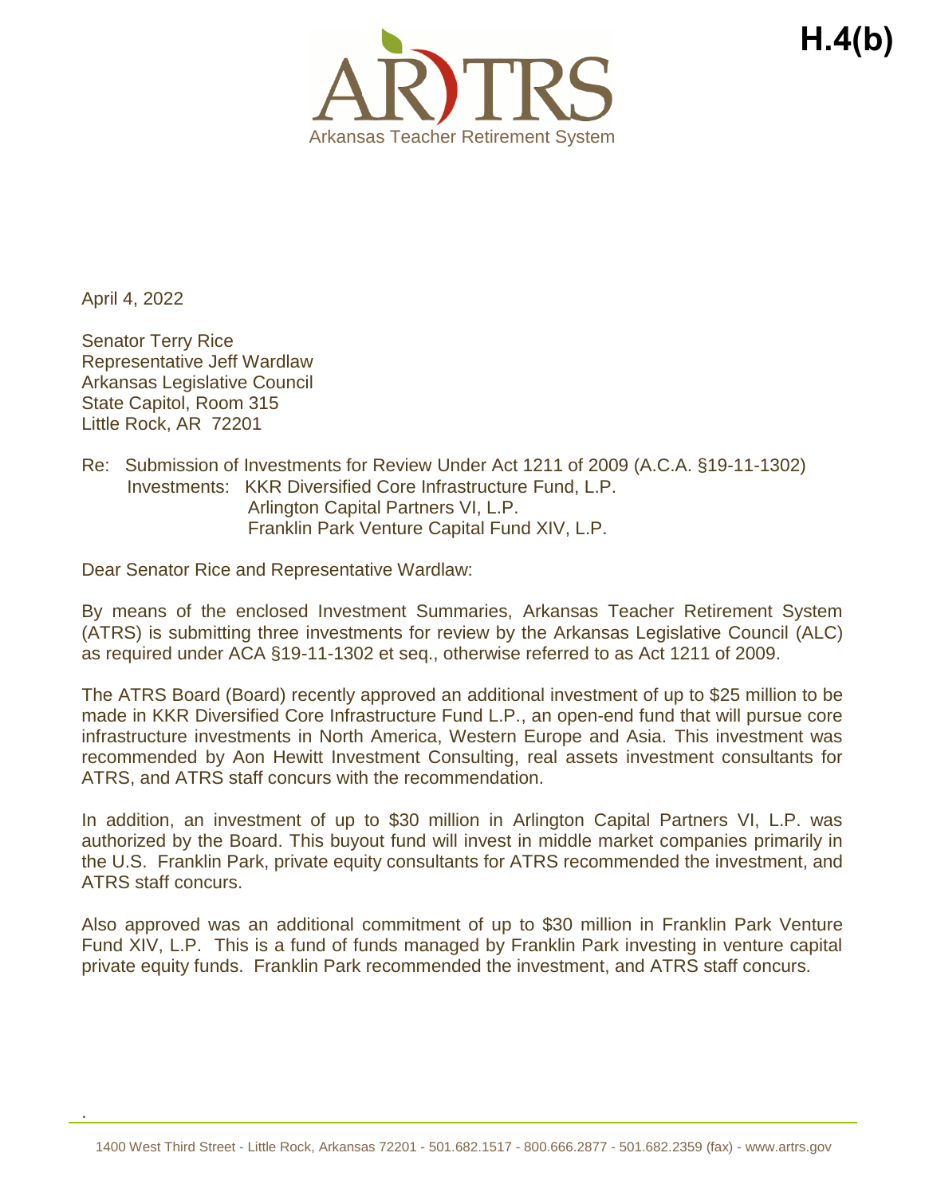**H.4(b)**

ARTRS

Arkansas Teacher Retirement System

April 4, 2022

Senator Terry Rice
Representative Jeff Wardlaw
Arkansas Legislative Council
State Capitol, Room 315
Little Rock, AR 72201

Re: Submission of Investments for Review Under Act 1211 of 2009 (A.C.A. §19-11-1302)
Investments: KKR Diversified Core Infrastructure Fund, L.P.
Arlington Capital Partners VI, L.P.
Franklin Park Venture Capital Fund XIV, L.P.

Dear Senator Rice and Representative Wardlaw:

By means of the enclosed Investment Summaries, Arkansas Teacher Retirement System (ATRS) is submitting three investments for review by the Arkansas Legislative Council (ALC) as required under ACA §19-11-1302 et seq., otherwise referred to as Act 1211 of 2009.

The ATRS Board (Board) recently approved an additional investment of up to $25 million to be made in KKR Diversified Core Infrastructure Fund L.P., an open-end fund that will pursue core infrastructure investments in North America, Western Europe and Asia. This investment was recommended by Aon Hewitt Investment Consulting, real assets investment consultants for ATRS, and ATRS staff concurs with the recommendation.

In addition, an investment of up to $30 million in Arlington Capital Partners VI, L.P. was authorized by the Board. This buyout fund will invest in middle market companies primarily in the U.S. Franklin Park, private equity consultants for ATRS recommended the investment, and ATRS staff concurs.

Also approved was an additional commitment of up to $30 million in Franklin Park Venture Fund XIV, L.P. This is a fund of funds managed by Franklin Park investing in venture capital private equity funds. Franklin Park recommended the investment, and ATRS staff concurs.

1400 West Third Street - Little Rock, Arkansas 72201 - 501.682.1517 - 800.666.2877 - 501.682.2359 (fax) - www.artrs.gov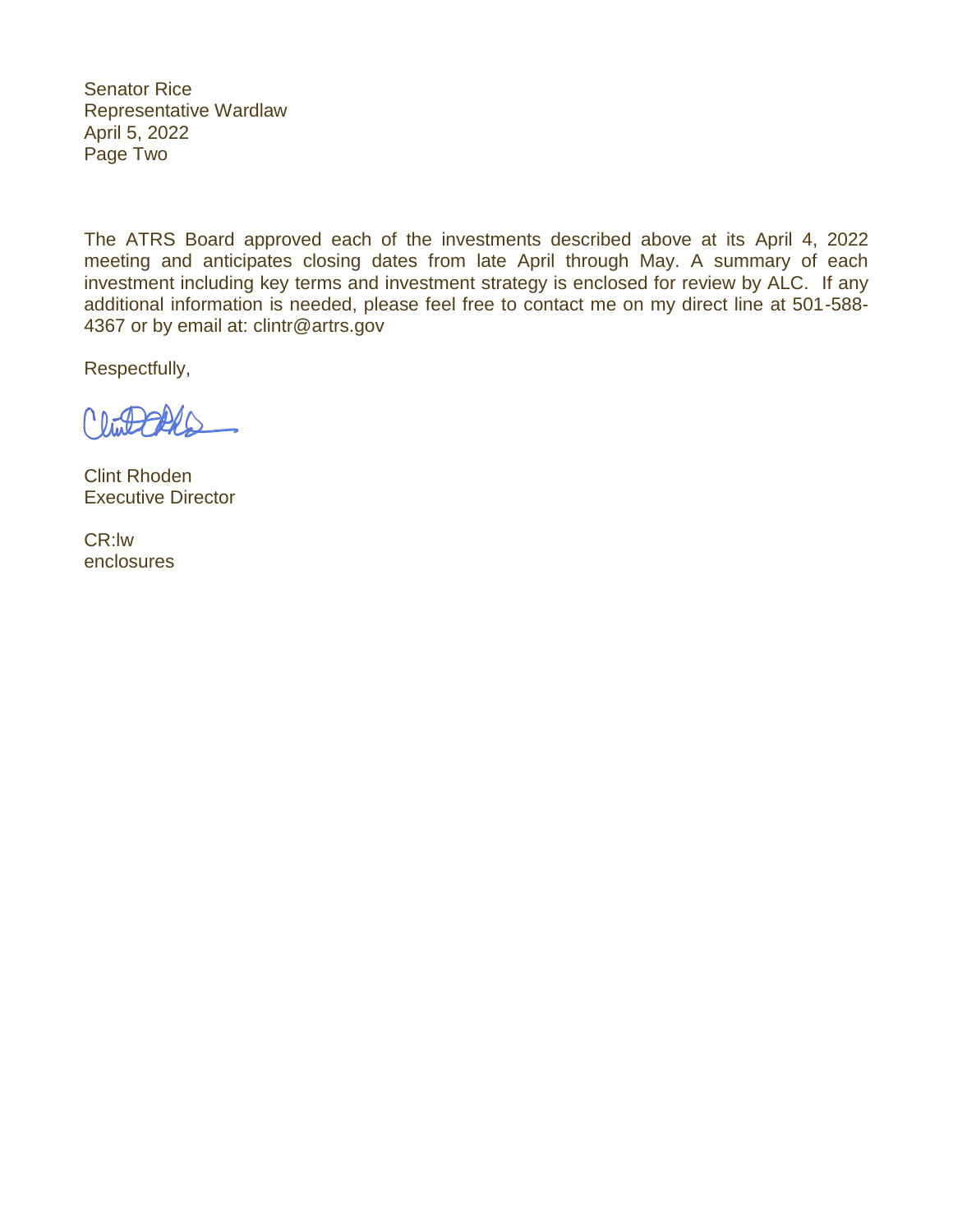Senator Rice
Representative Wardlaw
April 5, 2022
Page Two

The ATRS Board approved each of the investments described above at its April 4, 2022 meeting and anticipates closing dates from late April through May. A summary of each investment including key terms and investment strategy is enclosed for review by ALC. If any additional information is needed, please feel free to contact me on my direct line at 501-588-4367 or by email at: clintr@artrs.gov

Respectfully,

Clint Rhoden
Executive Director

CR:lw
enclosures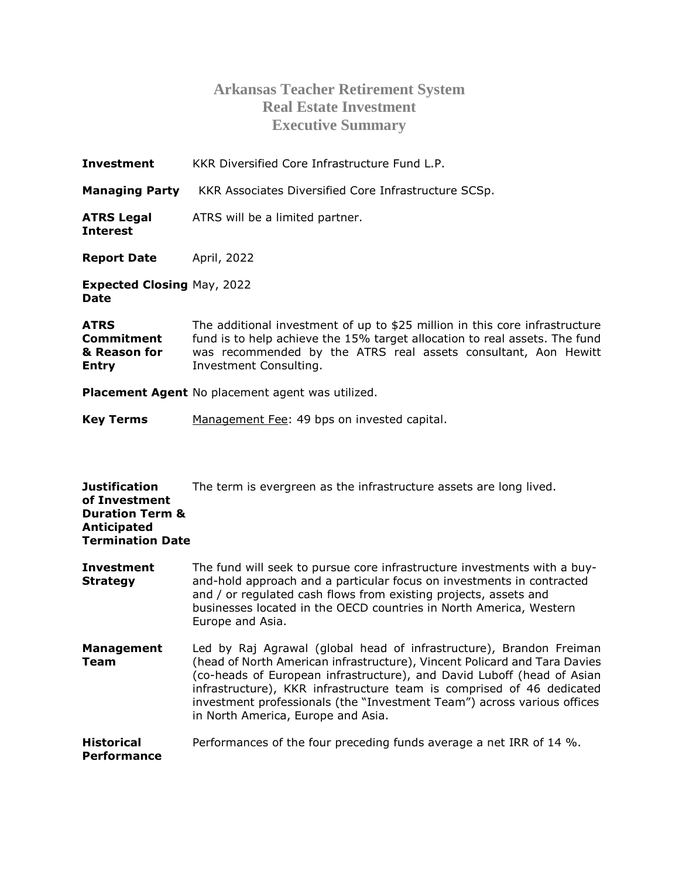# Arkansas Teacher Retirement System
# Real Estate Investment
# Executive Summary

**Investment** KKR Diversified Core Infrastructure Fund L.P.

**Managing Party** KKR Associates Diversified Core Infrastructure SCSp.

**ATRS Legal Interest** ATRS will be a limited partner.

**Report Date** April, 2022

**Expected Closing Date** May, 2022

**ATRS Commitment & Reason for Entry** The additional investment of up to $25 million in this core infrastructure fund is to help achieve the 15% target allocation to real assets. The fund was recommended by the ATRS real assets consultant, Aon Hewitt Investment Consulting.

**Placement Agent** No placement agent was utilized.

**Key Terms** Management Fee: 49 bps on invested capital.

**Justification of Investment Duration Term & Anticipated Termination Date** The term is evergreen as the infrastructure assets are long lived.

**Investment Strategy** The fund will seek to pursue core infrastructure investments with a buy-and-hold approach and a particular focus on investments in contracted and / or regulated cash flows from existing projects, assets and businesses located in the OECD countries in North America, Western Europe and Asia.

**Management Team** Led by Raj Agrawal (global head of infrastructure), Brandon Freiman (head of North American infrastructure), Vincent Policard and Tara Davies (co-heads of European infrastructure), and David Luboff (head of Asian infrastructure), KKR infrastructure team is comprised of 46 dedicated investment professionals (the "Investment Team") across various offices in North America, Europe and Asia.

**Historical Performance** Performances of the four preceding funds average a net IRR of 14 %.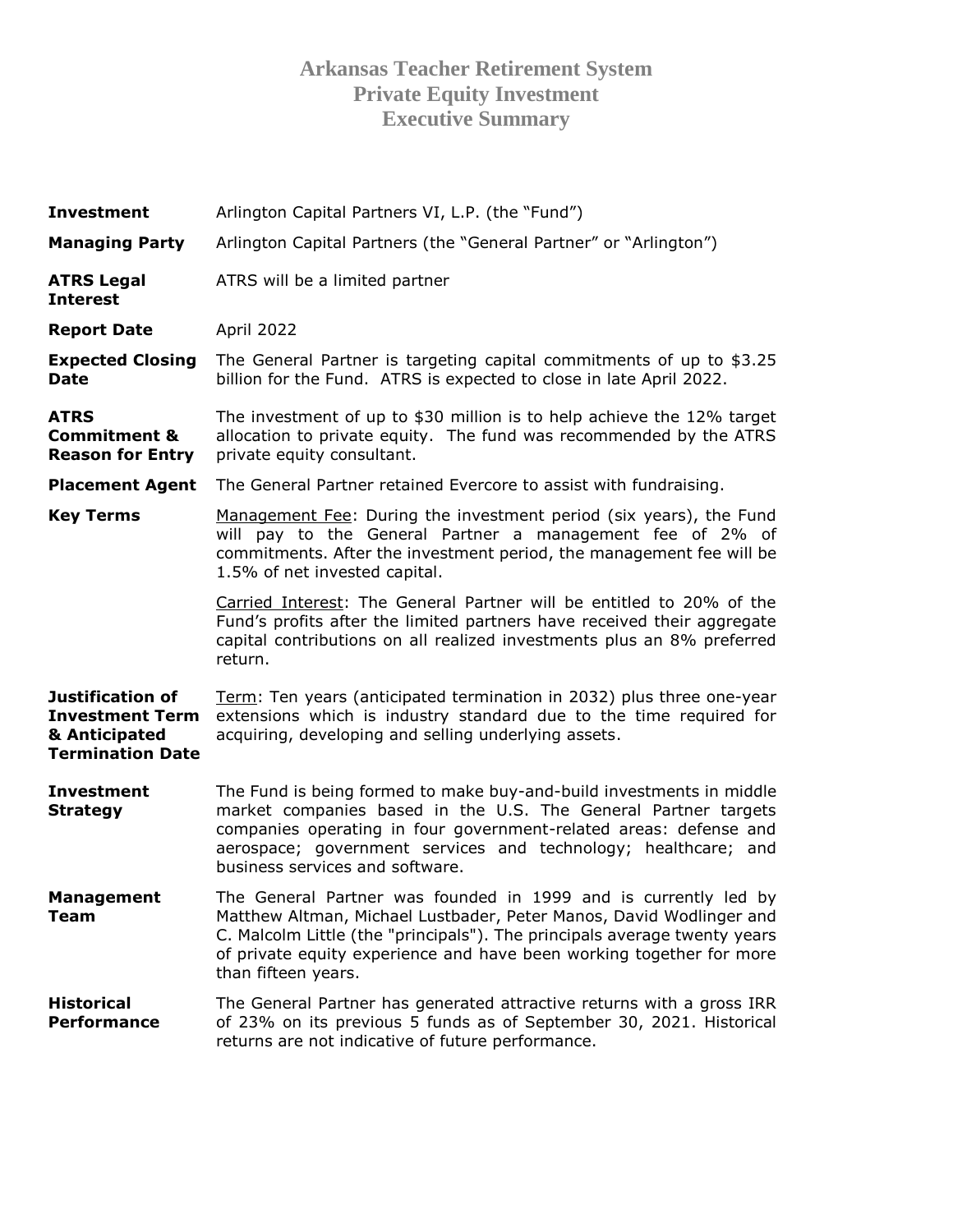# Arkansas Teacher Retirement System
# Private Equity Investment
# Executive Summary

| | |
|---|---|
| **Investment** | Arlington Capital Partners VI, L.P. (the "Fund") |
| **Managing Party** | Arlington Capital Partners (the "General Partner" or "Arlington") |
| **ATRS Legal Interest** | ATRS will be a limited partner |
| **Report Date** | April 2022 |
| **Expected Closing Date** | The General Partner is targeting capital commitments of up to $3.25 billion for the Fund. ATRS is expected to close in late April 2022. |
| **ATRS Commitment & Reason for Entry** | The investment of up to $30 million is to help achieve the 12% target allocation to private equity. The fund was recommended by the ATRS private equity consultant. |
| **Placement Agent** | The General Partner retained Evercore to assist with fundraising. |
| **Key Terms** | Management Fee: During the investment period (six years), the Fund will pay to the General Partner a management fee of 2% of commitments. After the investment period, the management fee will be 1.5% of net invested capital.<br><br>Carried Interest: The General Partner will be entitled to 20% of the Fund's profits after the limited partners have received their aggregate capital contributions on all realized investments plus an 8% preferred return. |
| **Justification of Investment Term & Anticipated Termination Date** | Term: Ten years (anticipated termination in 2032) plus three one-year extensions which is industry standard due to the time required for acquiring, developing and selling underlying assets. |
| **Investment Strategy** | The Fund is being formed to make buy-and-build investments in middle market companies based in the U.S. The General Partner targets companies operating in four government-related areas: defense and aerospace; government services and technology; healthcare; and business services and software. |
| **Management Team** | The General Partner was founded in 1999 and is currently led by Matthew Altman, Michael Lustbader, Peter Manos, David Wodlinger and C. Malcolm Little (the "principals"). The principals average twenty years of private equity experience and have been working together for more than fifteen years. |
| **Historical Performance** | The General Partner has generated attractive returns with a gross IRR of 23% on its previous 5 funds as of September 30, 2021. Historical returns are not indicative of future performance. |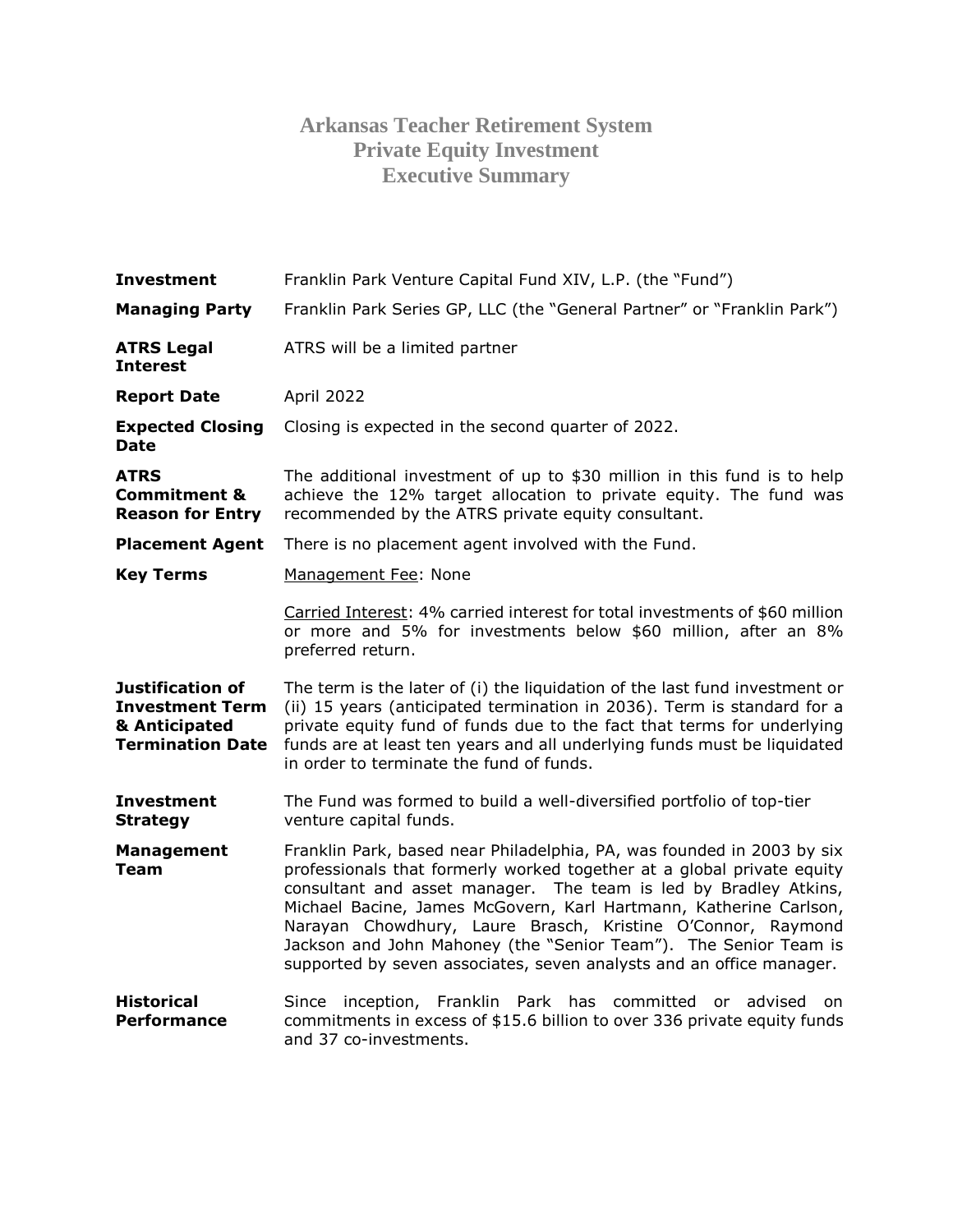# Arkansas Teacher Retirement System
# Private Equity Investment
# Executive Summary

| | |
|---|---|
| **Investment** | Franklin Park Venture Capital Fund XIV, L.P. (the "Fund") |
| **Managing Party** | Franklin Park Series GP, LLC (the "General Partner" or "Franklin Park") |
| **ATRS Legal Interest** | ATRS will be a limited partner |
| **Report Date** | April 2022 |
| **Expected Closing Date** | Closing is expected in the second quarter of 2022. |
| **ATRS Commitment & Reason for Entry** | The additional investment of up to $30 million in this fund is to help achieve the 12% target allocation to private equity. The fund was recommended by the ATRS private equity consultant. |
| **Placement Agent** | There is no placement agent involved with the Fund. |
| **Key Terms** | <u>Management Fee</u>: None<br><br><u>Carried Interest</u>: 4% carried interest for total investments of $60 million or more and 5% for investments below $60 million, after an 8% preferred return. |
| **Justification of Investment Term & Anticipated Termination Date** | The term is the later of (i) the liquidation of the last fund investment or (ii) 15 years (anticipated termination in 2036). Term is standard for a private equity fund of funds due to the fact that terms for underlying funds are at least ten years and all underlying funds must be liquidated in order to terminate the fund of funds. |
| **Investment Strategy** | The Fund was formed to build a well-diversified portfolio of top-tier venture capital funds. |
| **Management Team** | Franklin Park, based near Philadelphia, PA, was founded in 2003 by six professionals that formerly worked together at a global private equity consultant and asset manager. The team is led by Bradley Atkins, Michael Bacine, James McGovern, Karl Hartmann, Katherine Carlson, Narayan Chowdhury, Laure Brasch, Kristine O'Connor, Raymond Jackson and John Mahoney (the "Senior Team"). The Senior Team is supported by seven associates, seven analysts and an office manager. |
| **Historical Performance** | Since inception, Franklin Park has committed or advised on commitments in excess of $15.6 billion to over 336 private equity funds and 37 co-investments. |